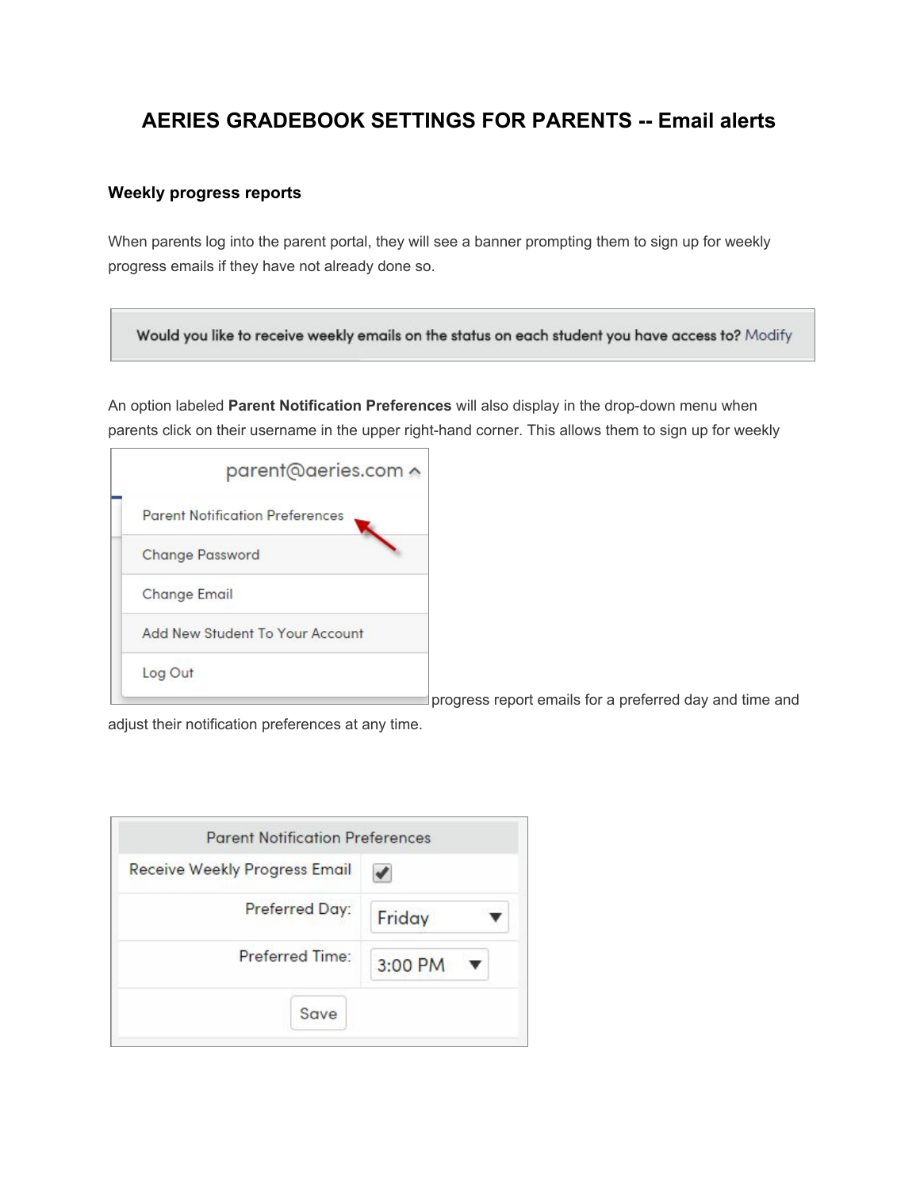# AERIES GRADEBOOK SETTINGS FOR PARENTS -- Email alerts

### Weekly progress reports

When parents log into the parent portal, they will see a banner prompting them to sign up for weekly progress emails if they have not already done so.

Would you like to receive weekly emails on the status on each student you have access to? Modify

An option labeled **Parent Notification Preferences** will also display in the drop-down menu when parents click on their username in the upper right-hand corner. This allows them to sign up for weekly progress report emails for a preferred day and time and adjust their notification preferences at any time.

parent@aeries.com

- Parent Notification Preferences
- Change Password
- Change Email
- Add New Student To Your Account
- Log Out

| Parent Notification Preferences | |
|---|---|
| Receive Weekly Progress Email | ✔ |
| Preferred Day: | Friday |
| Preferred Time: | 3:00 PM |
| Save | |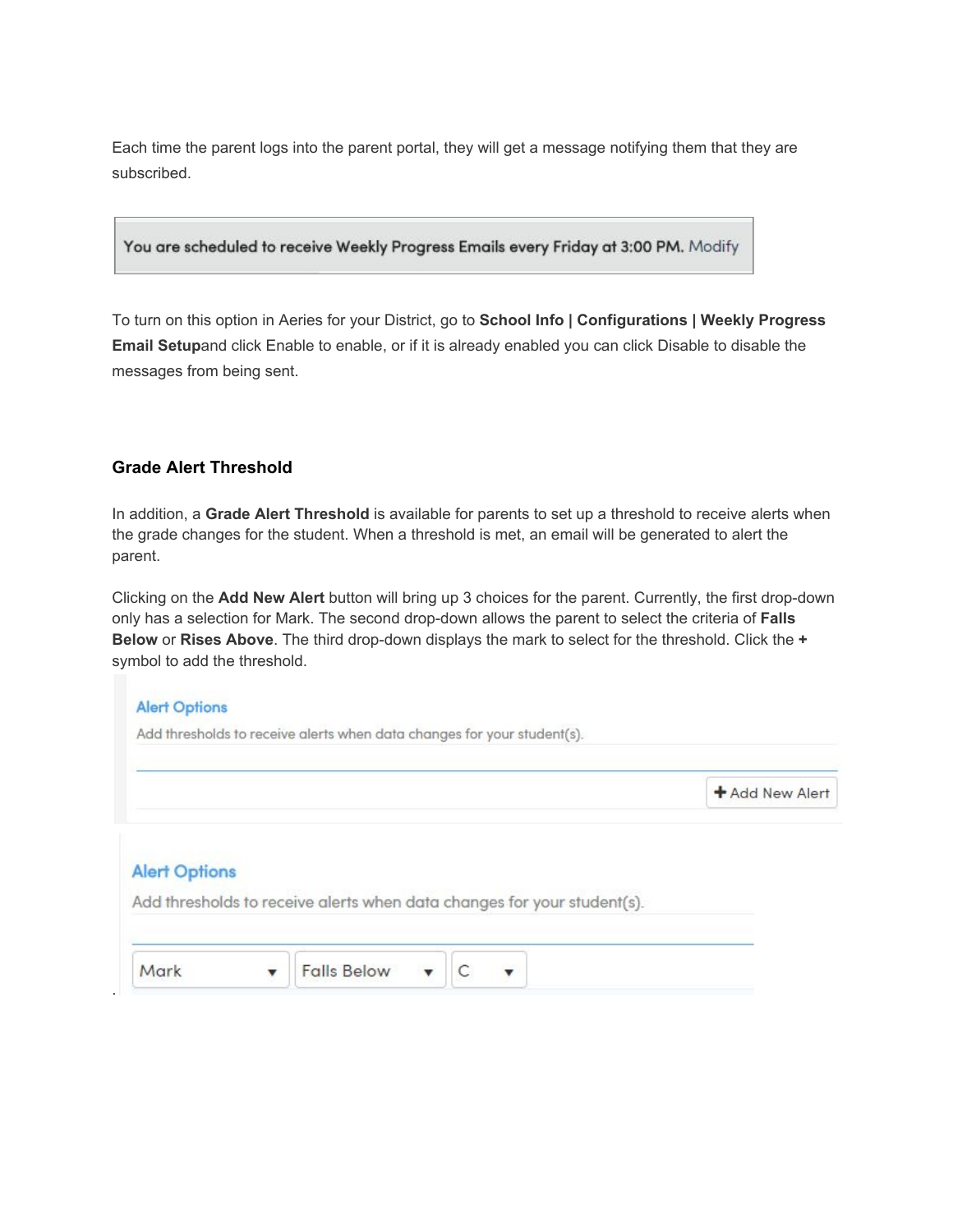Each time the parent logs into the parent portal, they will get a message notifying them that they are subscribed.

You are scheduled to receive Weekly Progress Emails every Friday at 3:00 PM. Modify

To turn on this option in Aeries for your District, go to **School Info | Configurations | Weekly Progress Email Setup**and click Enable to enable, or if it is already enabled you can click Disable to disable the messages from being sent.

### Grade Alert Threshold

In addition, a **Grade Alert Threshold** is available for parents to set up a threshold to receive alerts when the grade changes for the student. When a threshold is met, an email will be generated to alert the parent.

Clicking on the **Add New Alert** button will bring up 3 choices for the parent. Currently, the first drop-down only has a selection for Mark. The second drop-down allows the parent to select the criteria of **Falls Below** or **Rises Above**. The third drop-down displays the mark to select for the threshold. Click the **+** symbol to add the threshold.

Alert Options

Add thresholds to receive alerts when data changes for your student(s).

+ Add New Alert

Alert Options

Add thresholds to receive alerts when data changes for your student(s).

Mark ▾ Falls Below ▾ C ▾